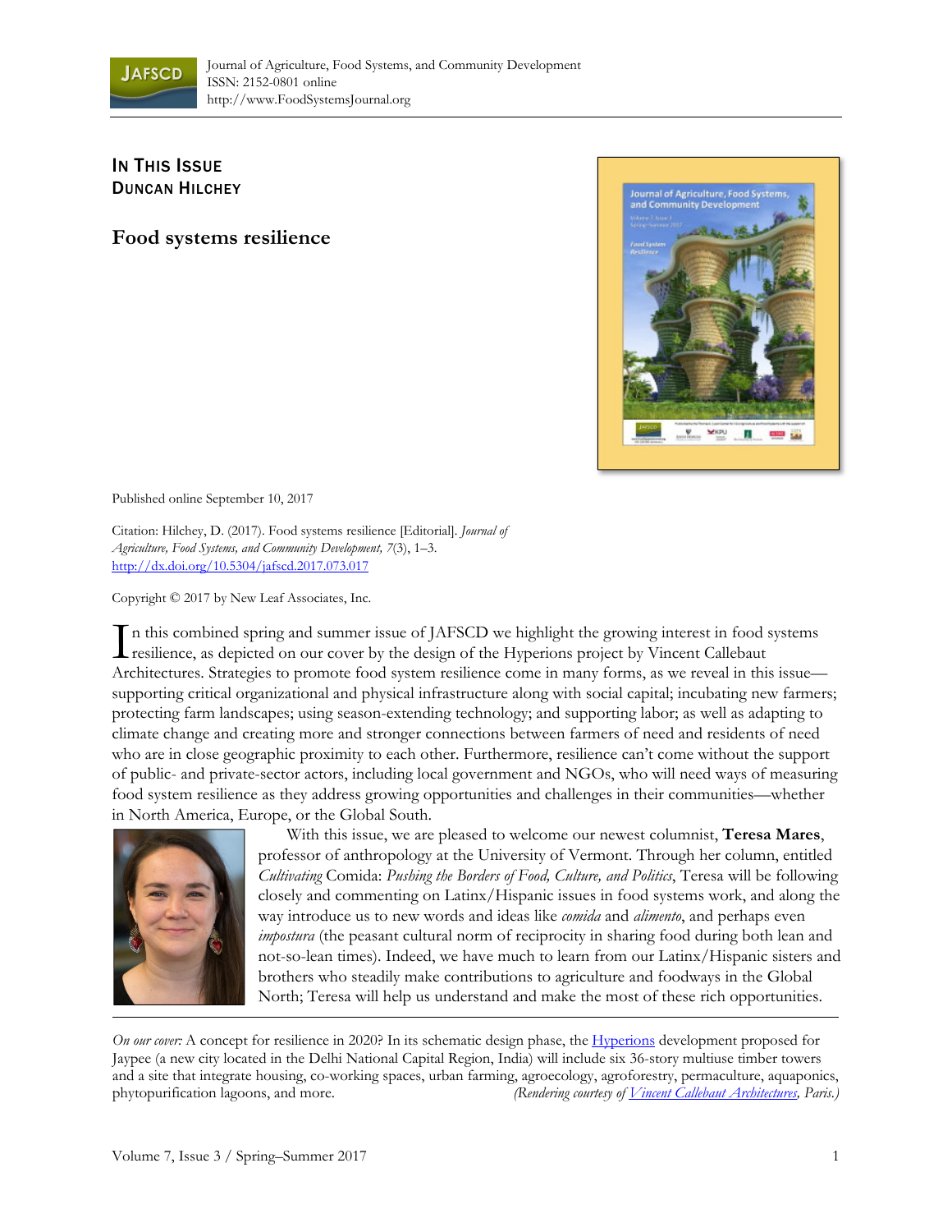Journal of Agriculture, Food Systems, and Community Development
ISSN: 2152-0801 online
http://www.FoodSystemsJournal.org

**In This Issue**
**Duncan Hilchey**

# Food systems resilience

Published online September 10, 2017

Citation: Hilchey, D. (2017). Food systems resilience [Editorial]. *Journal of Agriculture, Food Systems, and Community Development, 7*(3), 1–3. http://dx.doi.org/10.5304/jafscd.2017.073.017

Copyright © 2017 by New Leaf Associates, Inc.

In this combined spring and summer issue of JAFSCD we highlight the growing interest in food systems resilience, as depicted on our cover by the design of the Hyperions project by Vincent Callebaut Architectures. Strategies to promote food system resilience come in many forms, as we reveal in this issue—supporting critical organizational and physical infrastructure along with social capital; incubating new farmers; protecting farm landscapes; using season-extending technology; and supporting labor; as well as adapting to climate change and creating more and stronger connections between farmers of need and residents of need who are in close geographic proximity to each other. Furthermore, resilience can't come without the support of public- and private-sector actors, including local government and NGOs, who will need ways of measuring food system resilience as they address growing opportunities and challenges in their communities—whether in North America, Europe, or the Global South.

With this issue, we are pleased to welcome our newest columnist, **Teresa Mares**, professor of anthropology at the University of Vermont. Through her column, entitled *Cultivating* Comida: *Pushing the Borders of Food, Culture, and Politics*, Teresa will be following closely and commenting on Latinx/Hispanic issues in food systems work, and along the way introduce us to new words and ideas like *comida* and *alimento*, and perhaps even *impostura* (the peasant cultural norm of reciprocity in sharing food during both lean and not-so-lean times). Indeed, we have much to learn from our Latinx/Hispanic sisters and brothers who steadily make contributions to agriculture and foodways in the Global North; Teresa will help us understand and make the most of these rich opportunities.

*On our cover:* A concept for resilience in 2020? In its schematic design phase, the Hyperions development proposed for Jaypee (a new city located in the Delhi National Capital Region, India) will include six 36-story multiuse timber towers and a site that integrate housing, co-working spaces, urban farming, agroecology, agroforestry, permaculture, aquaponics, phytopurification lagoons, and more. *(Rendering courtesy of Vincent Callebaut Architectures, Paris.)*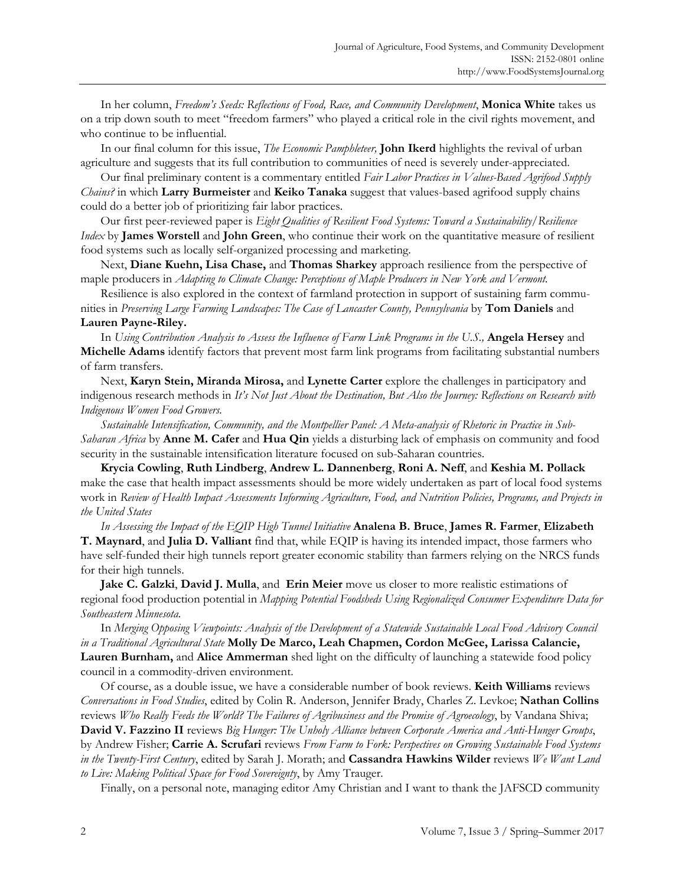In her column, *Freedom's Seeds: Reflections of Food, Race, and Community Development*, **Monica White** takes us on a trip down south to meet "freedom farmers" who played a critical role in the civil rights movement, and who continue to be influential.

In our final column for this issue, *The Economic Pamphleteer,* **John Ikerd** highlights the revival of urban agriculture and suggests that its full contribution to communities of need is severely under-appreciated.

Our final preliminary content is a commentary entitled *Fair Labor Practices in Values-Based Agrifood Supply Chains?* in which **Larry Burmeister** and **Keiko Tanaka** suggest that values-based agrifood supply chains could do a better job of prioritizing fair labor practices.

Our first peer-reviewed paper is *Eight Qualities of Resilient Food Systems: Toward a Sustainability/Resilience Index* by **James Worstell** and **John Green**, who continue their work on the quantitative measure of resilient food systems such as locally self-organized processing and marketing.

Next, **Diane Kuehn, Lisa Chase,** and **Thomas Sharkey** approach resilience from the perspective of maple producers in *Adapting to Climate Change: Perceptions of Maple Producers in New York and Vermont.*

Resilience is also explored in the context of farmland protection in support of sustaining farm communities in *Preserving Large Farming Landscapes: The Case of Lancaster County, Pennsylvania* by **Tom Daniels** and **Lauren Payne-Riley.**

In *Using Contribution Analysis to Assess the Influence of Farm Link Programs in the U.S.,* **Angela Hersey** and **Michelle Adams** identify factors that prevent most farm link programs from facilitating substantial numbers of farm transfers.

Next, **Karyn Stein, Miranda Mirosa,** and **Lynette Carter** explore the challenges in participatory and indigenous research methods in *It's Not Just About the Destination, But Also the Journey: Reflections on Research with Indigenous Women Food Growers.*

*Sustainable Intensification, Community, and the Montpellier Panel: A Meta-analysis of Rhetoric in Practice in Sub-Saharan Africa* by **Anne M. Cafer** and **Hua Qin** yields a disturbing lack of emphasis on community and food security in the sustainable intensification literature focused on sub-Saharan countries.

**Krycia Cowling**, **Ruth Lindberg**, **Andrew L. Dannenberg**, **Roni A. Neff**, and **Keshia M. Pollack** make the case that health impact assessments should be more widely undertaken as part of local food systems work in *Review of Health Impact Assessments Informing Agriculture, Food, and Nutrition Policies, Programs, and Projects in the United States*

*In Assessing the Impact of the EQIP High Tunnel Initiative* **Analena B. Bruce**, **James R. Farmer**, **Elizabeth T. Maynard**, and **Julia D. Valliant** find that, while EQIP is having its intended impact, those farmers who have self-funded their high tunnels report greater economic stability than farmers relying on the NRCS funds for their high tunnels.

**Jake C. Galzki**, **David J. Mulla**, and **Erin Meier** move us closer to more realistic estimations of regional food production potential in *Mapping Potential Foodsheds Using Regionalized Consumer Expenditure Data for Southeastern Minnesota.*

In *Merging Opposing Viewpoints: Analysis of the Development of a Statewide Sustainable Local Food Advisory Council in a Traditional Agricultural State* **Molly De Marco, Leah Chapmen, Cordon McGee, Larissa Calancie, Lauren Burnham,** and **Alice Ammerman** shed light on the difficulty of launching a statewide food policy council in a commodity-driven environment.

Of course, as a double issue, we have a considerable number of book reviews. **Keith Williams** reviews *Conversations in Food Studies*, edited by Colin R. Anderson, Jennifer Brady, Charles Z. Levkoe; **Nathan Collins** reviews *Who Really Feeds the World? The Failures of Agribusiness and the Promise of Agroecology*, by Vandana Shiva; **David V. Fazzino II** reviews *Big Hunger: The Unholy Alliance between Corporate America and Anti-Hunger Groups*, by Andrew Fisher; **Carrie A. Scrufari** reviews *From Farm to Fork: Perspectives on Growing Sustainable Food Systems in the Twenty-First Century*, edited by Sarah J. Morath; and **Cassandra Hawkins Wilder** reviews *We Want Land to Live: Making Political Space for Food Sovereignty*, by Amy Trauger.

Finally, on a personal note, managing editor Amy Christian and I want to thank the JAFSCD community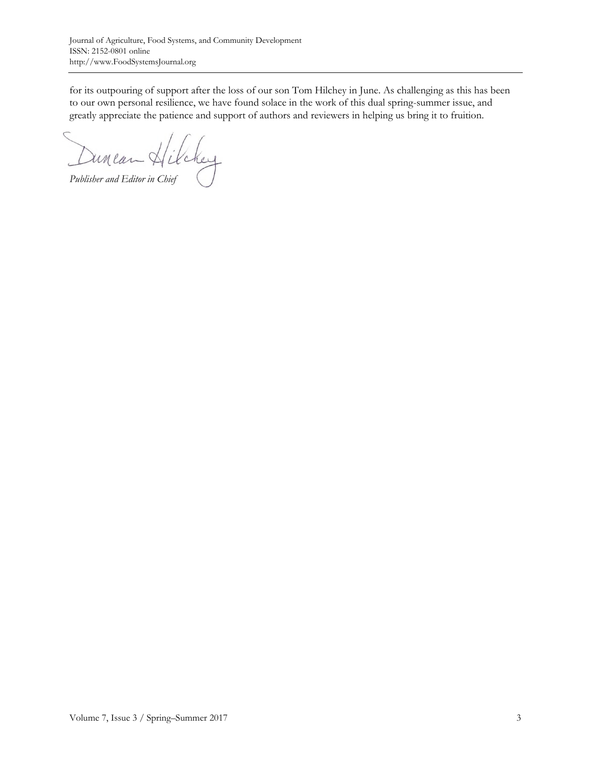for its outpouring of support after the loss of our son Tom Hilchey in June. As challenging as this has been to our own personal resilience, we have found solace in the work of this dual spring-summer issue, and greatly appreciate the patience and support of authors and reviewers in helping us bring it to fruition.

Duncan Hilchey

*Publisher and Editor in Chief*